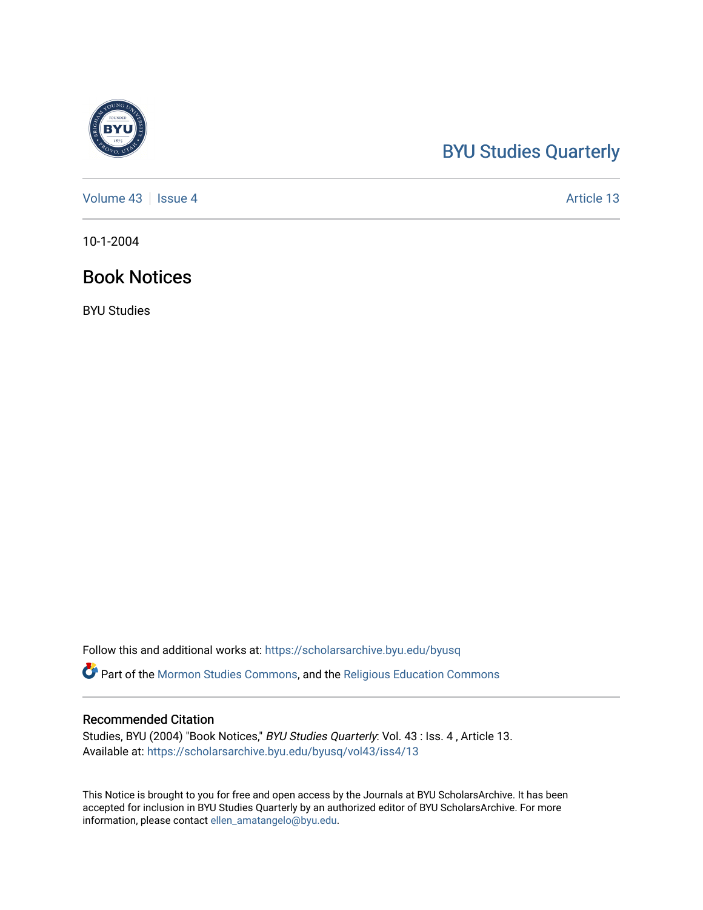BYU Studies Quarterly

Volume 43 | Issue 4 Article 13

10-1-2004

# Book Notices

BYU Studies

Follow this and additional works at: https://scholarsarchive.byu.edu/byusq

Part of the Mormon Studies Commons, and the Religious Education Commons

## Recommended Citation

Studies, BYU (2004) "Book Notices," *BYU Studies Quarterly*: Vol. 43 : Iss. 4 , Article 13.
Available at: https://scholarsarchive.byu.edu/byusq/vol43/iss4/13

This Notice is brought to you for free and open access by the Journals at BYU ScholarsArchive. It has been accepted for inclusion in BYU Studies Quarterly by an authorized editor of BYU ScholarsArchive. For more information, please contact ellen_amatangelo@byu.edu.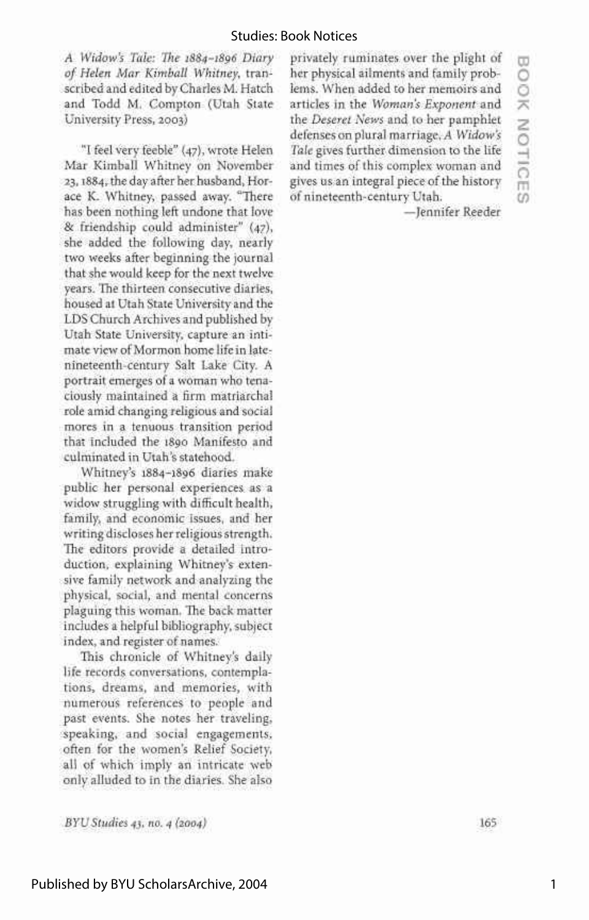*A Widow's Tale: The 1884–1896 Diary of Helen Mar Kimball Whitney*, transcribed and edited by Charles M. Hatch and Todd M. Compton (Utah State University Press, 2003)

"I feel very feeble" (47), wrote Helen Mar Kimball Whitney on November 23, 1884, the day after her husband, Horace K. Whitney, passed away. "There has been nothing left undone that love & friendship could administer" (47), she added the following day, nearly two weeks after beginning the journal that she would keep for the next twelve years. The thirteen consecutive diaries, housed at Utah State University and the LDS Church Archives and published by Utah State University, capture an intimate view of Mormon home life in late-nineteenth-century Salt Lake City. A portrait emerges of a woman who tenaciously maintained a firm matriarchal role amid changing religious and social mores in a tenuous transition period that included the 1890 Manifesto and culminated in Utah's statehood.

Whitney's 1884–1896 diaries make public her personal experiences as a widow struggling with difficult health, family, and economic issues, and her writing discloses her religious strength. The editors provide a detailed introduction, explaining Whitney's extensive family network and analyzing the physical, social, and mental concerns plaguing this woman. The back matter includes a helpful bibliography, subject index, and register of names.

This chronicle of Whitney's daily life records conversations, contemplations, dreams, and memories, with numerous references to people and past events. She notes her traveling, speaking, and social engagements, often for the women's Relief Society, all of which imply an intricate web only alluded to in the diaries. She also privately ruminates over the plight of her physical ailments and family problems. When added to her memoirs and articles in the *Woman's Exponent* and the *Deseret News* and to her pamphlet defenses on plural marriage, *A Widow's Tale* gives further dimension to the life and times of this complex woman and gives us an integral piece of the history of nineteenth-century Utah.

—Jennifer Reeder